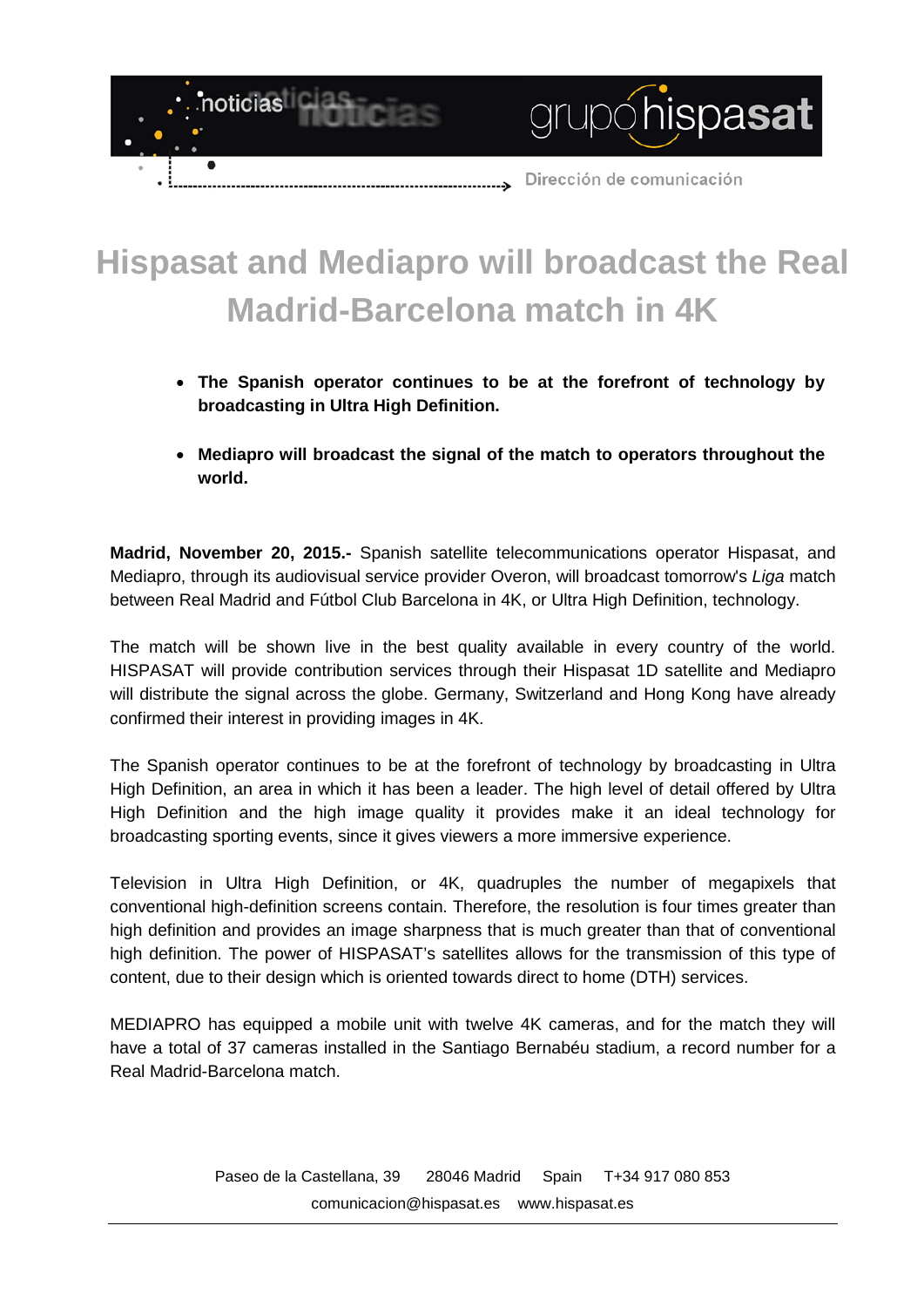noticias

grupo hispasat

Dirección de comunicación

# Hispasat and Mediapro will broadcast the Real Madrid-Barcelona match in 4K

- **The Spanish operator continues to be at the forefront of technology by broadcasting in Ultra High Definition.**
- **Mediapro will broadcast the signal of the match to operators throughout the world.**

**Madrid, November 20, 2015.-** Spanish satellite telecommunications operator Hispasat, and Mediapro, through its audiovisual service provider Overon, will broadcast tomorrow's *Liga* match between Real Madrid and Fútbol Club Barcelona in 4K, or Ultra High Definition, technology.

The match will be shown live in the best quality available in every country of the world. HISPASAT will provide contribution services through their Hispasat 1D satellite and Mediapro will distribute the signal across the globe. Germany, Switzerland and Hong Kong have already confirmed their interest in providing images in 4K.

The Spanish operator continues to be at the forefront of technology by broadcasting in Ultra High Definition, an area in which it has been a leader. The high level of detail offered by Ultra High Definition and the high image quality it provides make it an ideal technology for broadcasting sporting events, since it gives viewers a more immersive experience.

Television in Ultra High Definition, or 4K, quadruples the number of megapixels that conventional high-definition screens contain. Therefore, the resolution is four times greater than high definition and provides an image sharpness that is much greater than that of conventional high definition. The power of HISPASAT's satellites allows for the transmission of this type of content, due to their design which is oriented towards direct to home (DTH) services.

MEDIAPRO has equipped a mobile unit with twelve 4K cameras, and for the match they will have a total of 37 cameras installed in the Santiago Bernabéu stadium, a record number for a Real Madrid-Barcelona match.

Paseo de la Castellana, 39 28046 Madrid Spain T+34 917 080 853
comunicacion@hispasat.es www.hispasat.es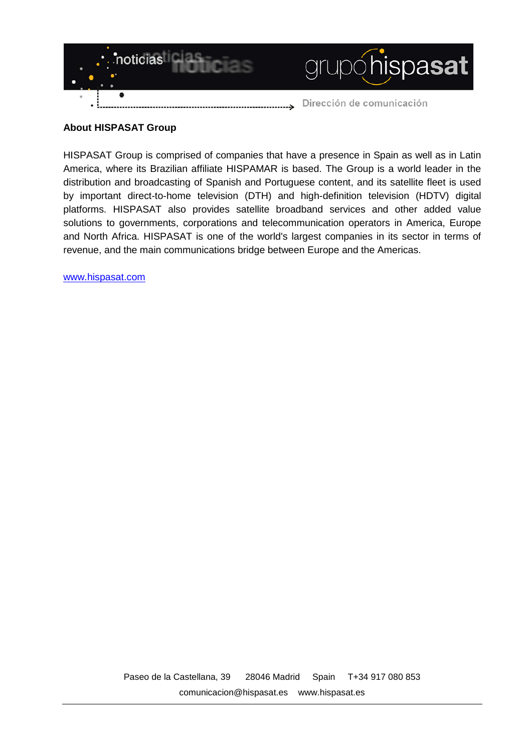**About HISPASAT Group**

HISPASAT Group is comprised of companies that have a presence in Spain as well as in Latin America, where its Brazilian affiliate HISPAMAR is based. The Group is a world leader in the distribution and broadcasting of Spanish and Portuguese content, and its satellite fleet is used by important direct-to-home television (DTH) and high-definition television (HDTV) digital platforms. HISPASAT also provides satellite broadband services and other added value solutions to governments, corporations and telecommunication operators in America, Europe and North Africa. HISPASAT is one of the world's largest companies in its sector in terms of revenue, and the main communications bridge between Europe and the Americas.

www.hispasat.com